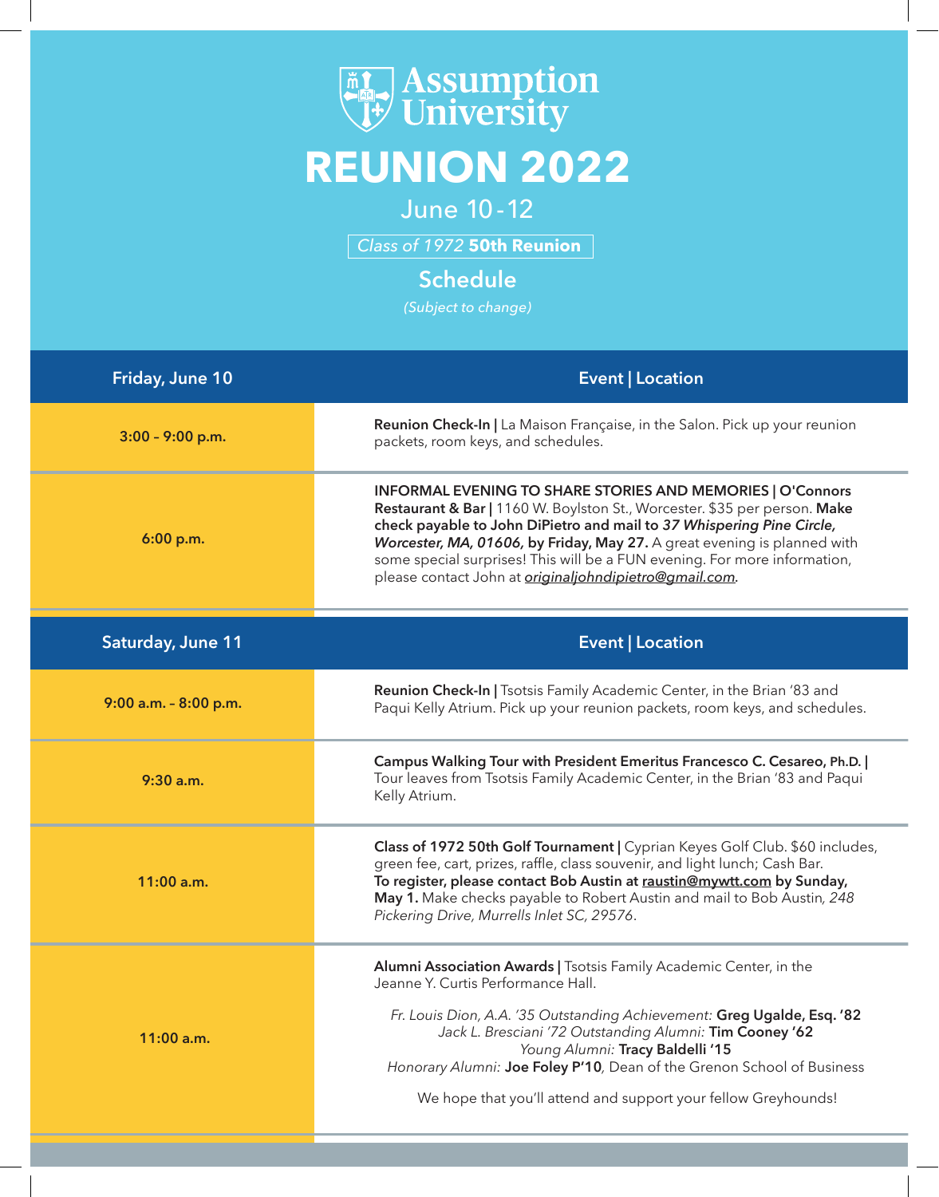# Assumption University

# REUNION 2022

June 10 - 12

*Class of 1972* **50th Reunion**

## Schedule

*(Subject to change)*

| Friday, June 10 | Event \| Location |
|---|---|
| 3:00 – 9:00 p.m. | **Reunion Check-In \|** La Maison Française, in the Salon. Pick up your reunion packets, room keys, and schedules. |
| 6:00 p.m. | **INFORMAL EVENING TO SHARE STORIES AND MEMORIES \| O'Connors Restaurant & Bar \|** 1160 W. Boylston St., Worcester. $35 per person. **Make check payable to John DiPietro and mail to** ***37 Whispering Pine Circle, Worcester, MA, 01606,*** **by Friday, May 27.** A great evening is planned with some special surprises! This will be a FUN evening. For more information, please contact John at *originaljohndipietro@gmail.com.* |

| Saturday, June 11 | Event \| Location |
|---|---|
| 9:00 a.m. – 8:00 p.m. | **Reunion Check-In \|** Tsotsis Family Academic Center, in the Brian '83 and Paqui Kelly Atrium. Pick up your reunion packets, room keys, and schedules. |
| 9:30 a.m. | **Campus Walking Tour with President Emeritus Francesco C. Cesareo, Ph.D. \|** Tour leaves from Tsotsis Family Academic Center, in the Brian '83 and Paqui Kelly Atrium. |
| 11:00 a.m. | **Class of 1972 50th Golf Tournament \|** Cyprian Keyes Golf Club. $60 includes, green fee, cart, prizes, raffle, class souvenir, and light lunch; Cash Bar. **To register, please contact Bob Austin at raustin@mywtt.com by Sunday, May 1.** Make checks payable to Robert Austin and mail to Bob Austin, *248 Pickering Drive, Murrells Inlet SC, 29576*. |
| 11:00 a.m. | **Alumni Association Awards \|** Tsotsis Family Academic Center, in the Jeanne Y. Curtis Performance Hall. *Fr. Louis Dion, A.A. '35 Outstanding Achievement:* **Greg Ugalde, Esq. '82** *Jack L. Bresciani '72 Outstanding Alumni:* **Tim Cooney '62** *Young Alumni:* **Tracy Baldelli '15** *Honorary Alumni:* **Joe Foley P'10**, Dean of the Grenon School of Business. We hope that you'll attend and support your fellow Greyhounds! |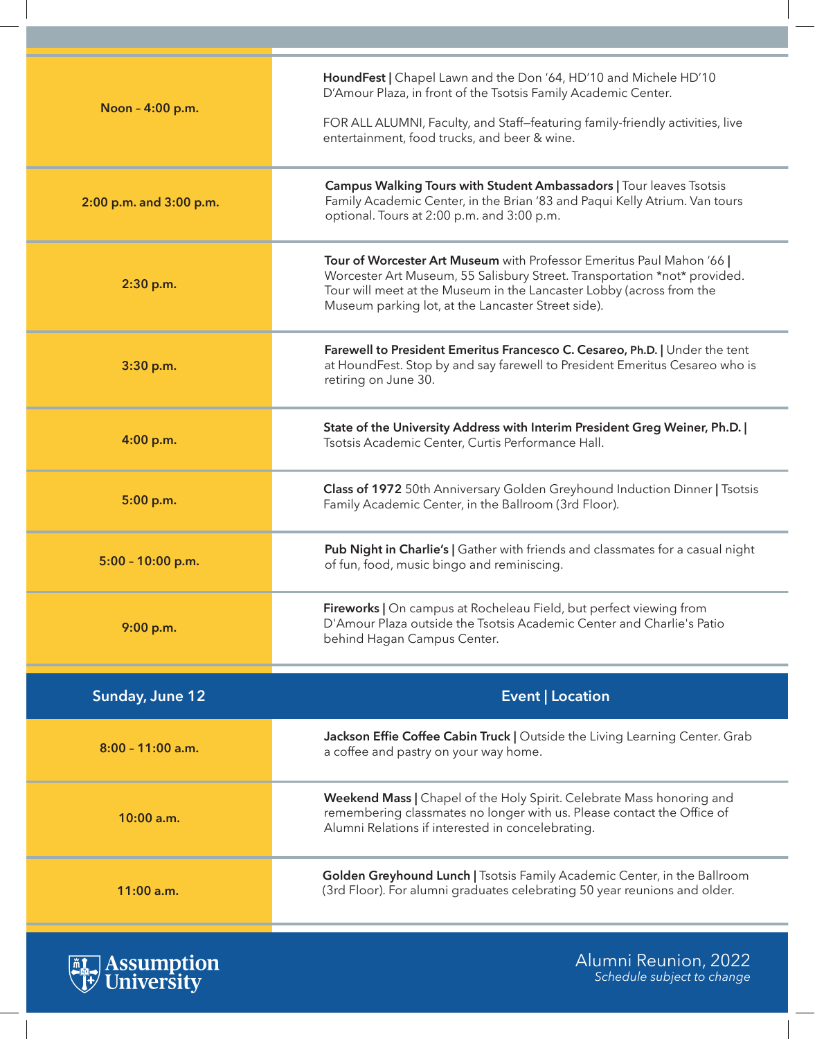| | |
|---|---|
| Noon – 4:00 p.m. | **HoundFest \|** Chapel Lawn and the Don '64, HD'10 and Michele HD'10 D'Amour Plaza, in front of the Tsotsis Family Academic Center.<br><br>FOR ALL ALUMNI, Faculty, and Staff—featuring family-friendly activities, live entertainment, food trucks, and beer & wine. |
| 2:00 p.m. and 3:00 p.m. | **Campus Walking Tours with Student Ambassadors \|** Tour leaves Tsotsis Family Academic Center, in the Brian '83 and Paqui Kelly Atrium. Van tours optional. Tours at 2:00 p.m. and 3:00 p.m. |
| 2:30 p.m. | **Tour of Worcester Art Museum** with Professor Emeritus Paul Mahon '66 **\|** Worcester Art Museum, 55 Salisbury Street. Transportation *not* provided. Tour will meet at the Museum in the Lancaster Lobby (across from the Museum parking lot, at the Lancaster Street side). |
| 3:30 p.m. | **Farewell to President Emeritus Francesco C. Cesareo, Ph.D. \|** Under the tent at HoundFest. Stop by and say farewell to President Emeritus Cesareo who is retiring on June 30. |
| 4:00 p.m. | **State of the University Address with Interim President Greg Weiner, Ph.D. \|** Tsotsis Academic Center, Curtis Performance Hall. |
| 5:00 p.m. | **Class of 1972** 50th Anniversary Golden Greyhound Induction Dinner **\|** Tsotsis Family Academic Center, in the Ballroom (3rd Floor). |
| 5:00 – 10:00 p.m. | **Pub Night in Charlie's \|** Gather with friends and classmates for a casual night of fun, food, music bingo and reminiscing. |
| 9:00 p.m. | **Fireworks \|** On campus at Rocheleau Field, but perfect viewing from D'Amour Plaza outside the Tsotsis Academic Center and Charlie's Patio behind Hagan Campus Center. |

| Sunday, June 12 | Event \| Location |
|---|---|
| 8:00 – 11:00 a.m. | **Jackson Effie Coffee Cabin Truck \|** Outside the Living Learning Center. Grab a coffee and pastry on your way home. |
| 10:00 a.m. | **Weekend Mass \|** Chapel of the Holy Spirit. Celebrate Mass honoring and remembering classmates no longer with us. Please contact the Office of Alumni Relations if interested in concelebrating. |
| 11:00 a.m. | **Golden Greyhound Lunch \|** Tsotsis Family Academic Center, in the Ballroom (3rd Floor). For alumni graduates celebrating 50 year reunions and older. |

Assumption University

Alumni Reunion, 2022

*Schedule subject to change*